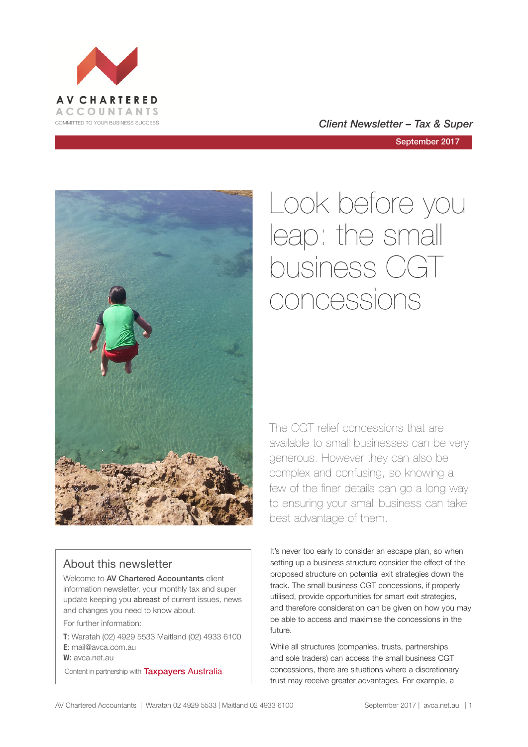AV CHARTERED ACCOUNTANTS
COMMITTED TO YOUR BUSINESS SUCCESS

*Client Newsletter – Tax & Super*

September 2017

# Look before you leap: the small business CGT concessions

The CGT relief concessions that are available to small businesses can be very generous. However they can also be complex and confusing, so knowing a few of the finer details can go a long way to ensuring your small business can take best advantage of them.

It's never too early to consider an escape plan, so when setting up a business structure consider the effect of the proposed structure on potential exit strategies down the track. The small business CGT concessions, if properly utilised, provide opportunities for smart exit strategies, and therefore consideration can be given on how you may be able to access and maximise the concessions in the future.

While all structures (companies, trusts, partnerships and sole traders) can access the small business CGT concessions, there are situations where a discretionary trust may receive greater advantages. For example, a

## About this newsletter

Welcome to **AV Chartered Accountants** client information newsletter, your monthly tax and super update keeping you **abreast of** current issues, news and changes you need to know about.

For further information:

**T**: Waratah (02) 4929 5533 Maitland (02) 4933 6100
**E**: mail@avca.com.au
**W**: avca.net.au

Content in partnership with Taxpayers Australia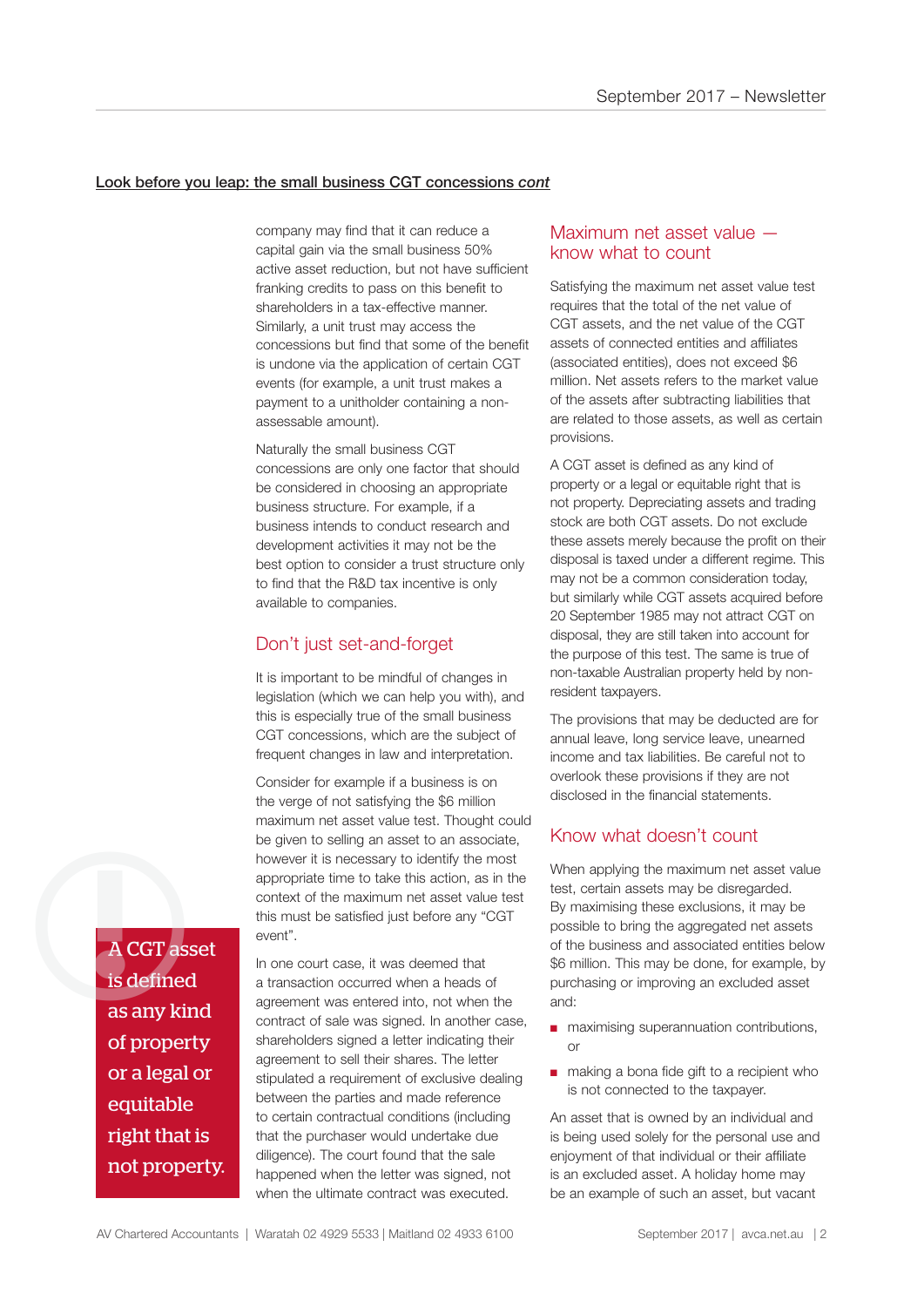**Look before you leap: the small business CGT concessions *cont***

company may find that it can reduce a capital gain via the small business 50% active asset reduction, but not have sufficient franking credits to pass on this benefit to shareholders in a tax-effective manner. Similarly, a unit trust may access the concessions but find that some of the benefit is undone via the application of certain CGT events (for example, a unit trust makes a payment to a unitholder containing a non-assessable amount).

Naturally the small business CGT concessions are only one factor that should be considered in choosing an appropriate business structure. For example, if a business intends to conduct research and development activities it may not be the best option to consider a trust structure only to find that the R&D tax incentive is only available to companies.

## Don't just set-and-forget

It is important to be mindful of changes in legislation (which we can help you with), and this is especially true of the small business CGT concessions, which are the subject of frequent changes in law and interpretation.

Consider for example if a business is on the verge of not satisfying the $6 million maximum net asset value test. Thought could be given to selling an asset to an associate, however it is necessary to identify the most appropriate time to take this action, as in the context of the maximum net asset value test this must be satisfied just before any "CGT event".

In one court case, it was deemed that a transaction occurred when a heads of agreement was entered into, not when the contract of sale was signed. In another case, shareholders signed a letter indicating their agreement to sell their shares. The letter stipulated a requirement of exclusive dealing between the parties and made reference to certain contractual conditions (including that the purchaser would undertake due diligence). The court found that the sale happened when the letter was signed, not when the ultimate contract was executed.

> A CGT asset is defined as any kind of property or a legal or equitable right that is not property.

## Maximum net asset value — know what to count

Satisfying the maximum net asset value test requires that the total of the net value of CGT assets, and the net value of the CGT assets of connected entities and affiliates (associated entities), does not exceed $6 million. Net assets refers to the market value of the assets after subtracting liabilities that are related to those assets, as well as certain provisions.

A CGT asset is defined as any kind of property or a legal or equitable right that is not property. Depreciating assets and trading stock are both CGT assets. Do not exclude these assets merely because the profit on their disposal is taxed under a different regime. This may not be a common consideration today, but similarly while CGT assets acquired before 20 September 1985 may not attract CGT on disposal, they are still taken into account for the purpose of this test. The same is true of non-taxable Australian property held by non-resident taxpayers.

The provisions that may be deducted are for annual leave, long service leave, unearned income and tax liabilities. Be careful not to overlook these provisions if they are not disclosed in the financial statements.

## Know what doesn't count

When applying the maximum net asset value test, certain assets may be disregarded. By maximising these exclusions, it may be possible to bring the aggregated net assets of the business and associated entities below $6 million. This may be done, for example, by purchasing or improving an excluded asset and:

- maximising superannuation contributions, or
- making a bona fide gift to a recipient who is not connected to the taxpayer.

An asset that is owned by an individual and is being used solely for the personal use and enjoyment of that individual or their affiliate is an excluded asset. A holiday home may be an example of such an asset, but vacant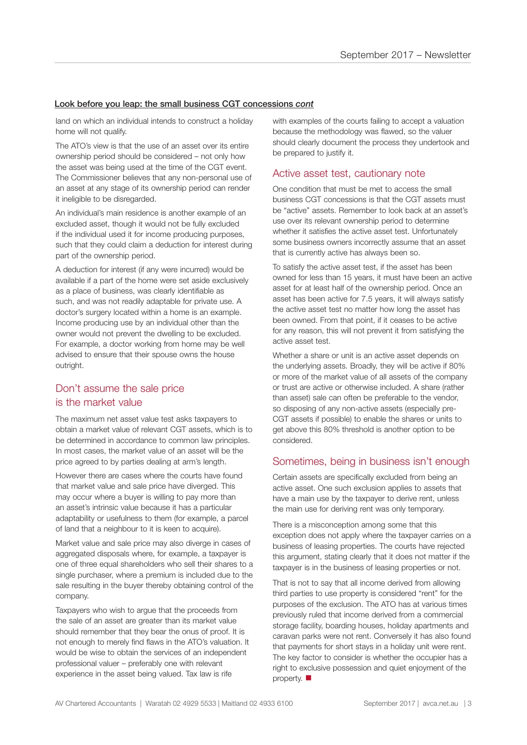## Look before you leap: the small business CGT concessions *cont*

land on which an individual intends to construct a holiday home will not qualify.

The ATO's view is that the use of an asset over its entire ownership period should be considered – not only how the asset was being used at the time of the CGT event. The Commissioner believes that any non-personal use of an asset at any stage of its ownership period can render it ineligible to be disregarded.

An individual's main residence is another example of an excluded asset, though it would not be fully excluded if the individual used it for income producing purposes, such that they could claim a deduction for interest during part of the ownership period.

A deduction for interest (if any were incurred) would be available if a part of the home were set aside exclusively as a place of business, was clearly identifiable as such, and was not readily adaptable for private use. A doctor's surgery located within a home is an example. Income producing use by an individual other than the owner would not prevent the dwelling to be excluded. For example, a doctor working from home may be well advised to ensure that their spouse owns the house outright.

## Don't assume the sale price is the market value

The maximum net asset value test asks taxpayers to obtain a market value of relevant CGT assets, which is to be determined in accordance to common law principles. In most cases, the market value of an asset will be the price agreed to by parties dealing at arm's length.

However there are cases where the courts have found that market value and sale price have diverged. This may occur where a buyer is willing to pay more than an asset's intrinsic value because it has a particular adaptability or usefulness to them (for example, a parcel of land that a neighbour to it is keen to acquire).

Market value and sale price may also diverge in cases of aggregated disposals where, for example, a taxpayer is one of three equal shareholders who sell their shares to a single purchaser, where a premium is included due to the sale resulting in the buyer thereby obtaining control of the company.

Taxpayers who wish to argue that the proceeds from the sale of an asset are greater than its market value should remember that they bear the onus of proof. It is not enough to merely find flaws in the ATO's valuation. It would be wise to obtain the services of an independent professional valuer – preferably one with relevant experience in the asset being valued. Tax law is rife with examples of the courts failing to accept a valuation because the methodology was flawed, so the valuer should clearly document the process they undertook and be prepared to justify it.

## Active asset test, cautionary note

One condition that must be met to access the small business CGT concessions is that the CGT assets must be "active" assets. Remember to look back at an asset's use over its relevant ownership period to determine whether it satisfies the active asset test. Unfortunately some business owners incorrectly assume that an asset that is currently active has always been so.

To satisfy the active asset test, if the asset has been owned for less than 15 years, it must have been an active asset for at least half of the ownership period. Once an asset has been active for 7.5 years, it will always satisfy the active asset test no matter how long the asset has been owned. From that point, if it ceases to be active for any reason, this will not prevent it from satisfying the active asset test.

Whether a share or unit is an active asset depends on the underlying assets. Broadly, they will be active if 80% or more of the market value of all assets of the company or trust are active or otherwise included. A share (rather than asset) sale can often be preferable to the vendor, so disposing of any non-active assets (especially pre-CGT assets if possible) to enable the shares or units to get above this 80% threshold is another option to be considered.

## Sometimes, being in business isn't enough

Certain assets are specifically excluded from being an active asset. One such exclusion applies to assets that have a main use by the taxpayer to derive rent, unless the main use for deriving rent was only temporary.

There is a misconception among some that this exception does not apply where the taxpayer carries on a business of leasing properties. The courts have rejected this argument, stating clearly that it does not matter if the taxpayer is in the business of leasing properties or not.

That is not to say that all income derived from allowing third parties to use property is considered "rent" for the purposes of the exclusion. The ATO has at various times previously ruled that income derived from a commercial storage facility, boarding houses, holiday apartments and caravan parks were not rent. Conversely it has also found that payments for short stays in a holiday unit were rent. The key factor to consider is whether the occupier has a right to exclusive possession and quiet enjoyment of the property. ■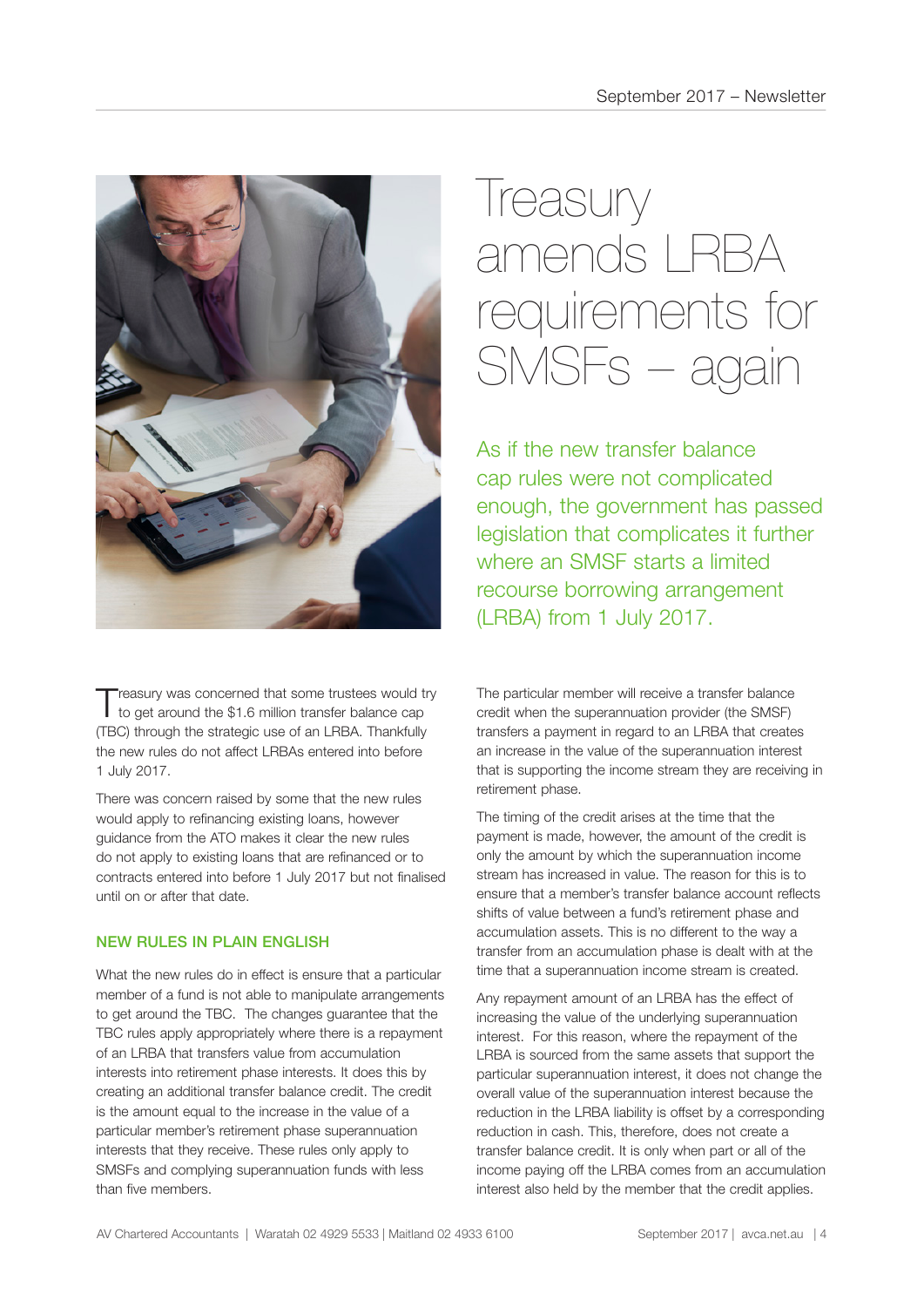# Treasury amends LRBA requirements for SMSFs – again

As if the new transfer balance cap rules were not complicated enough, the government has passed legislation that complicates it further where an SMSF starts a limited recourse borrowing arrangement (LRBA) from 1 July 2017.

Treasury was concerned that some trustees would try to get around the $1.6 million transfer balance cap (TBC) through the strategic use of an LRBA. Thankfully the new rules do not affect LRBAs entered into before 1 July 2017.

There was concern raised by some that the new rules would apply to refinancing existing loans, however guidance from the ATO makes it clear the new rules do not apply to existing loans that are refinanced or to contracts entered into before 1 July 2017 but not finalised until on or after that date.

## NEW RULES IN PLAIN ENGLISH

What the new rules do in effect is ensure that a particular member of a fund is not able to manipulate arrangements to get around the TBC. The changes guarantee that the TBC rules apply appropriately where there is a repayment of an LRBA that transfers value from accumulation interests into retirement phase interests. It does this by creating an additional transfer balance credit. The credit is the amount equal to the increase in the value of a particular member's retirement phase superannuation interests that they receive. These rules only apply to SMSFs and complying superannuation funds with less than five members.

The particular member will receive a transfer balance credit when the superannuation provider (the SMSF) transfers a payment in regard to an LRBA that creates an increase in the value of the superannuation interest that is supporting the income stream they are receiving in retirement phase.

The timing of the credit arises at the time that the payment is made, however, the amount of the credit is only the amount by which the superannuation income stream has increased in value. The reason for this is to ensure that a member's transfer balance account reflects shifts of value between a fund's retirement phase and accumulation assets. This is no different to the way a transfer from an accumulation phase is dealt with at the time that a superannuation income stream is created.

Any repayment amount of an LRBA has the effect of increasing the value of the underlying superannuation interest. For this reason, where the repayment of the LRBA is sourced from the same assets that support the particular superannuation interest, it does not change the overall value of the superannuation interest because the reduction in the LRBA liability is offset by a corresponding reduction in cash. This, therefore, does not create a transfer balance credit. It is only when part or all of the income paying off the LRBA comes from an accumulation interest also held by the member that the credit applies.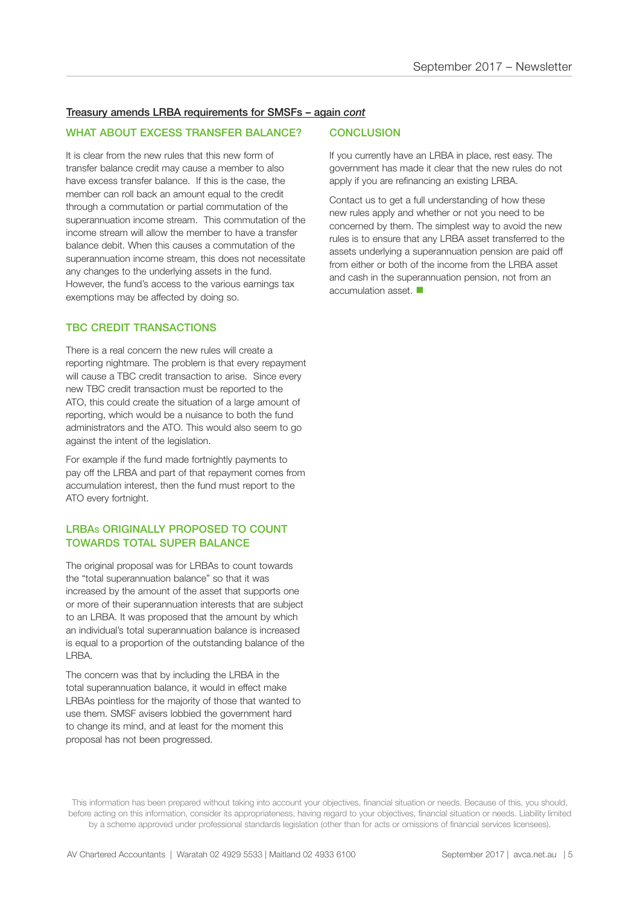Treasury amends LRBA requirements for SMSFs – again *cont*

## WHAT ABOUT EXCESS TRANSFER BALANCE?

It is clear from the new rules that this new form of transfer balance credit may cause a member to also have excess transfer balance. If this is the case, the member can roll back an amount equal to the credit through a commutation or partial commutation of the superannuation income stream. This commutation of the income stream will allow the member to have a transfer balance debit. When this causes a commutation of the superannuation income stream, this does not necessitate any changes to the underlying assets in the fund. However, the fund's access to the various earnings tax exemptions may be affected by doing so.

## TBC CREDIT TRANSACTIONS

There is a real concern the new rules will create a reporting nightmare. The problem is that every repayment will cause a TBC credit transaction to arise. Since every new TBC credit transaction must be reported to the ATO, this could create the situation of a large amount of reporting, which would be a nuisance to both the fund administrators and the ATO. This would also seem to go against the intent of the legislation.

For example if the fund made fortnightly payments to pay off the LRBA and part of that repayment comes from accumulation interest, then the fund must report to the ATO every fortnight.

## LRBAs ORIGINALLY PROPOSED TO COUNT TOWARDS TOTAL SUPER BALANCE

The original proposal was for LRBAs to count towards the "total superannuation balance" so that it was increased by the amount of the asset that supports one or more of their superannuation interests that are subject to an LRBA. It was proposed that the amount by which an individual's total superannuation balance is increased is equal to a proportion of the outstanding balance of the LRBA.

The concern was that by including the LRBA in the total superannuation balance, it would in effect make LRBAs pointless for the majority of those that wanted to use them. SMSF avisers lobbied the government hard to change its mind, and at least for the moment this proposal has not been progressed.

## CONCLUSION

If you currently have an LRBA in place, rest easy. The government has made it clear that the new rules do not apply if you are refinancing an existing LRBA.

Contact us to get a full understanding of how these new rules apply and whether or not you need to be concerned by them. The simplest way to avoid the new rules is to ensure that any LRBA asset transferred to the assets underlying a superannuation pension are paid off from either or both of the income from the LRBA asset and cash in the superannuation pension, not from an accumulation asset. ■

This information has been prepared without taking into account your objectives, financial situation or needs. Because of this, you should, before acting on this information, consider its appropriateness, having regard to your objectives, financial situation or needs. Liability limited by a scheme approved under professional standards legislation (other than for acts or omissions of financial services licensees).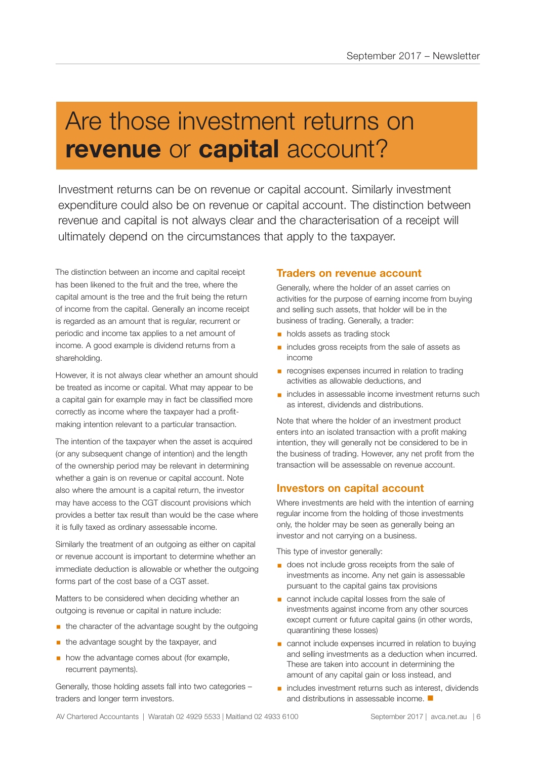# Are those investment returns on **revenue** or **capital** account?

Investment returns can be on revenue or capital account. Similarly investment expenditure could also be on revenue or capital account. The distinction between revenue and capital is not always clear and the characterisation of a receipt will ultimately depend on the circumstances that apply to the taxpayer.

The distinction between an income and capital receipt has been likened to the fruit and the tree, where the capital amount is the tree and the fruit being the return of income from the capital. Generally an income receipt is regarded as an amount that is regular, recurrent or periodic and income tax applies to a net amount of income. A good example is dividend returns from a shareholding.

However, it is not always clear whether an amount should be treated as income or capital. What may appear to be a capital gain for example may in fact be classified more correctly as income where the taxpayer had a profit-making intention relevant to a particular transaction.

The intention of the taxpayer when the asset is acquired (or any subsequent change of intention) and the length of the ownership period may be relevant in determining whether a gain is on revenue or capital account. Note also where the amount is a capital return, the investor may have access to the CGT discount provisions which provides a better tax result than would be the case where it is fully taxed as ordinary assessable income.

Similarly the treatment of an outgoing as either on capital or revenue account is important to determine whether an immediate deduction is allowable or whether the outgoing forms part of the cost base of a CGT asset.

Matters to be considered when deciding whether an outgoing is revenue or capital in nature include:

- the character of the advantage sought by the outgoing
- the advantage sought by the taxpayer, and
- how the advantage comes about (for example, recurrent payments).

Generally, those holding assets fall into two categories – traders and longer term investors.

## Traders on revenue account

Generally, where the holder of an asset carries on activities for the purpose of earning income from buying and selling such assets, that holder will be in the business of trading. Generally, a trader:

- holds assets as trading stock
- includes gross receipts from the sale of assets as income
- recognises expenses incurred in relation to trading activities as allowable deductions, and
- includes in assessable income investment returns such as interest, dividends and distributions.

Note that where the holder of an investment product enters into an isolated transaction with a profit making intention, they will generally not be considered to be in the business of trading. However, any net profit from the transaction will be assessable on revenue account.

## Investors on capital account

Where investments are held with the intention of earning regular income from the holding of those investments only, the holder may be seen as generally being an investor and not carrying on a business.

This type of investor generally:

- does not include gross receipts from the sale of investments as income. Any net gain is assessable pursuant to the capital gains tax provisions
- cannot include capital losses from the sale of investments against income from any other sources except current or future capital gains (in other words, quarantining these losses)
- cannot include expenses incurred in relation to buying and selling investments as a deduction when incurred. These are taken into account in determining the amount of any capital gain or loss instead, and
- includes investment returns such as interest, dividends and distributions in assessable income. ■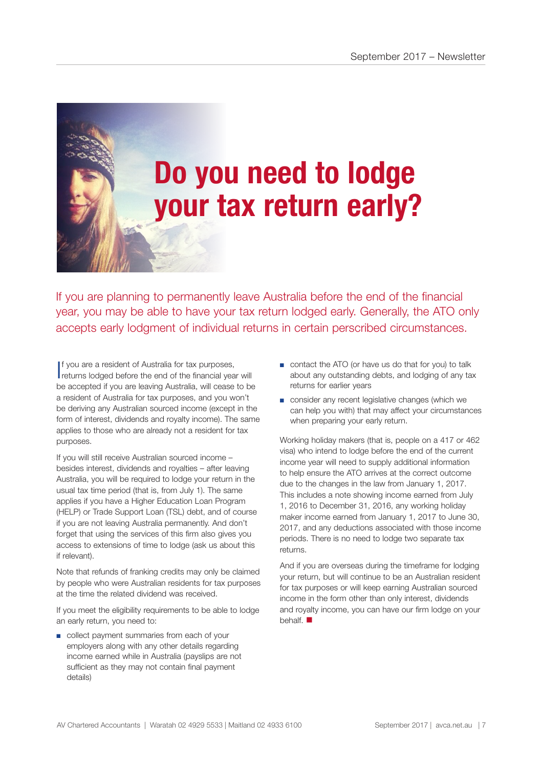# Do you need to lodge your tax return early?

If you are planning to permanently leave Australia before the end of the financial year, you may be able to have your tax return lodged early. Generally, the ATO only accepts early lodgment of individual returns in certain perscribed circumstances.

If you are a resident of Australia for tax purposes, returns lodged before the end of the financial year will be accepted if you are leaving Australia, will cease to be a resident of Australia for tax purposes, and you won't be deriving any Australian sourced income (except in the form of interest, dividends and royalty income). The same applies to those who are already not a resident for tax purposes.

If you will still receive Australian sourced income – besides interest, dividends and royalties – after leaving Australia, you will be required to lodge your return in the usual tax time period (that is, from July 1). The same applies if you have a Higher Education Loan Program (HELP) or Trade Support Loan (TSL) debt, and of course if you are not leaving Australia permanently. And don't forget that using the services of this firm also gives you access to extensions of time to lodge (ask us about this if relevant).

Note that refunds of franking credits may only be claimed by people who were Australian residents for tax purposes at the time the related dividend was received.

If you meet the eligibility requirements to be able to lodge an early return, you need to:

- collect payment summaries from each of your employers along with any other details regarding income earned while in Australia (payslips are not sufficient as they may not contain final payment details)
- contact the ATO (or have us do that for you) to talk about any outstanding debts, and lodging of any tax returns for earlier years
- consider any recent legislative changes (which we can help you with) that may affect your circumstances when preparing your early return.

Working holiday makers (that is, people on a 417 or 462 visa) who intend to lodge before the end of the current income year will need to supply additional information to help ensure the ATO arrives at the correct outcome due to the changes in the law from January 1, 2017. This includes a note showing income earned from July 1, 2016 to December 31, 2016, any working holiday maker income earned from January 1, 2017 to June 30, 2017, and any deductions associated with those income periods. There is no need to lodge two separate tax returns.

And if you are overseas during the timeframe for lodging your return, but will continue to be an Australian resident for tax purposes or will keep earning Australian sourced income in the form other than only interest, dividends and royalty income, you can have our firm lodge on your behalf. ■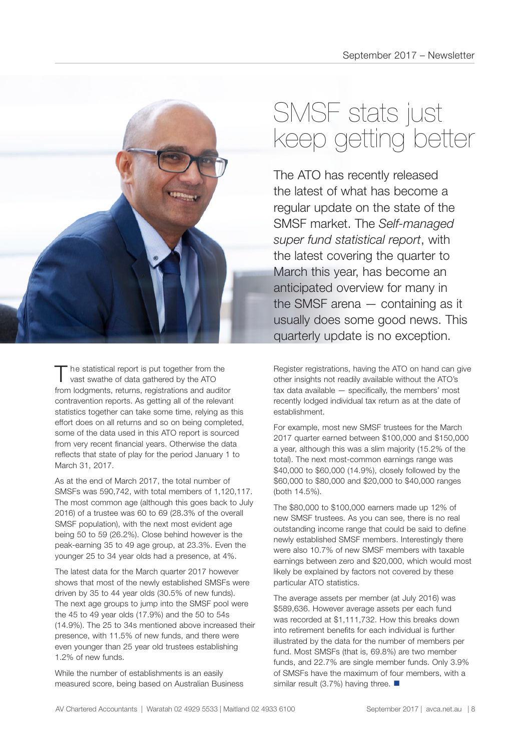# SMSF stats just keep getting better

The ATO has recently released the latest of what has become a regular update on the state of the SMSF market. The *Self-managed super fund statistical report*, with the latest covering the quarter to March this year, has become an anticipated overview for many in the SMSF arena — containing as it usually does some good news. This quarterly update is no exception.

The statistical report is put together from the vast swathe of data gathered by the ATO from lodgments, returns, registrations and auditor contravention reports. As getting all of the relevant statistics together can take some time, relying as this effort does on all returns and so on being completed, some of the data used in this ATO report is sourced from very recent financial years. Otherwise the data reflects that state of play for the period January 1 to March 31, 2017.

As at the end of March 2017, the total number of SMSFs was 590,742, with total members of 1,120,117. The most common age (although this goes back to July 2016) of a trustee was 60 to 69 (28.3% of the overall SMSF population), with the next most evident age being 50 to 59 (26.2%). Close behind however is the peak-earning 35 to 49 age group, at 23.3%. Even the younger 25 to 34 year olds had a presence, at 4%.

The latest data for the March quarter 2017 however shows that most of the newly established SMSFs were driven by 35 to 44 year olds (30.5% of new funds). The next age groups to jump into the SMSF pool were the 45 to 49 year olds (17.9%) and the 50 to 54s (14.9%). The 25 to 34s mentioned above increased their presence, with 11.5% of new funds, and there were even younger than 25 year old trustees establishing 1.2% of new funds.

While the number of establishments is an easily measured score, being based on Australian Business Register registrations, having the ATO on hand can give other insights not readily available without the ATO's tax data available — specifically, the members' most recently lodged individual tax return as at the date of establishment.

For example, most new SMSF trustees for the March 2017 quarter earned between $100,000 and $150,000 a year, although this was a slim majority (15.2% of the total). The next most-common earnings range was $40,000 to $60,000 (14.9%), closely followed by the $60,000 to $80,000 and $20,000 to $40,000 ranges (both 14.5%).

The $80,000 to $100,000 earners made up 12% of new SMSF trustees. As you can see, there is no real outstanding income range that could be said to define newly established SMSF members. Interestingly there were also 10.7% of new SMSF members with taxable earnings between zero and $20,000, which would most likely be explained by factors not covered by these particular ATO statistics.

The average assets per member (at July 2016) was $589,636. However average assets per each fund was recorded at $1,111,732. How this breaks down into retirement benefits for each individual is further illustrated by the data for the number of members per fund. Most SMSFs (that is, 69.8%) are two member funds, and 22.7% are single member funds. Only 3.9% of SMSFs have the maximum of four members, with a similar result (3.7%) having three. ■